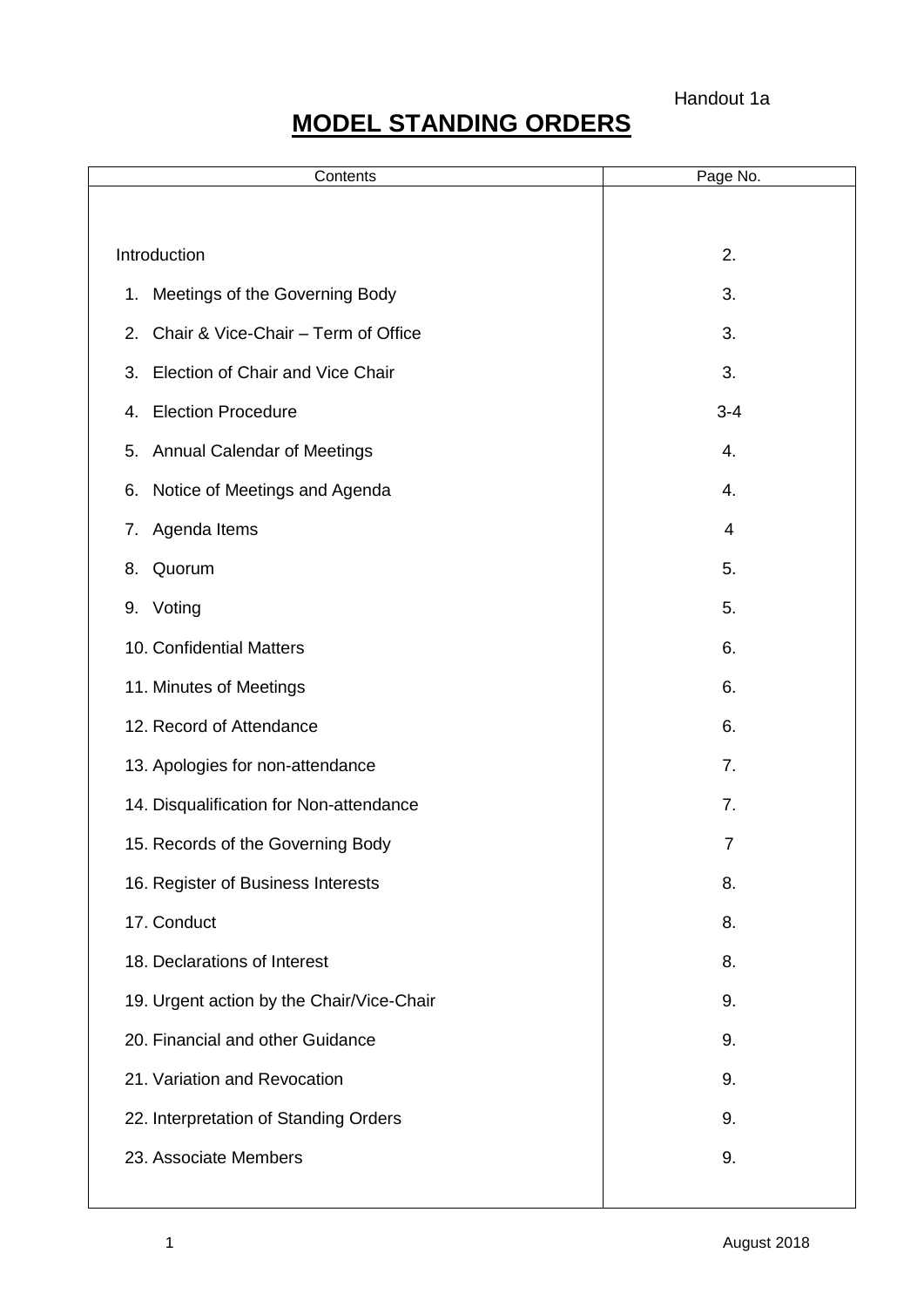Handout 1a

# MODEL STANDING ORDERS

| Contents | Page No. |
|---|---|
| Introduction | 2. |
| 1. Meetings of the Governing Body | 3. |
| 2. Chair & Vice-Chair – Term of Office | 3. |
| 3. Election of Chair and Vice Chair | 3. |
| 4. Election Procedure | 3-4 |
| 5. Annual Calendar of Meetings | 4. |
| 6. Notice of Meetings and Agenda | 4. |
| 7. Agenda Items | 4 |
| 8. Quorum | 5. |
| 9. Voting | 5. |
| 10. Confidential Matters | 6. |
| 11. Minutes of Meetings | 6. |
| 12. Record of Attendance | 6. |
| 13. Apologies for non-attendance | 7. |
| 14. Disqualification for Non-attendance | 7. |
| 15. Records of the Governing Body | 7 |
| 16. Register of Business Interests | 8. |
| 17. Conduct | 8. |
| 18. Declarations of Interest | 8. |
| 19. Urgent action by the Chair/Vice-Chair | 9. |
| 20. Financial and other Guidance | 9. |
| 21. Variation and Revocation | 9. |
| 22. Interpretation of Standing Orders | 9. |
| 23. Associate Members | 9. |

August 2018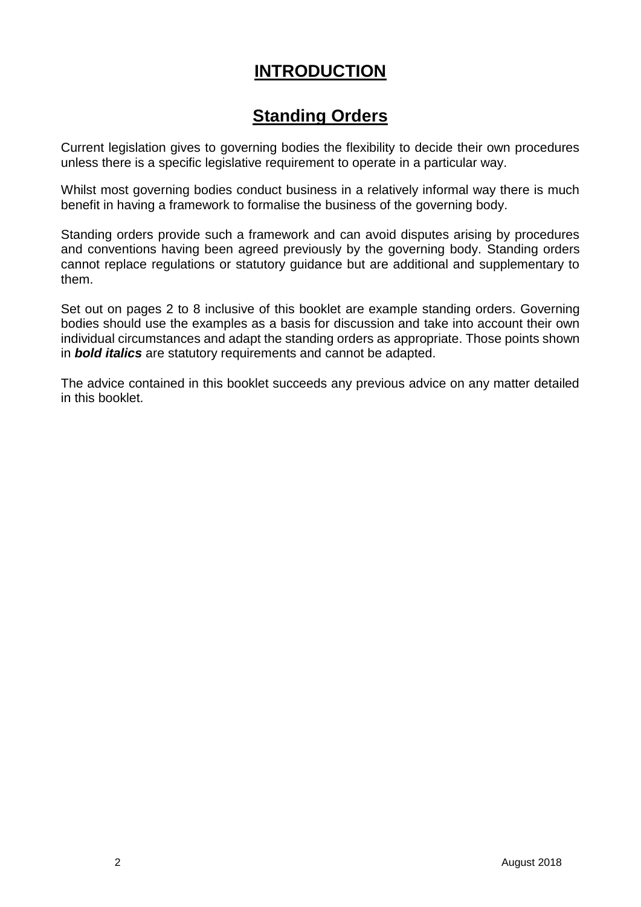# INTRODUCTION

## Standing Orders

Current legislation gives to governing bodies the flexibility to decide their own procedures unless there is a specific legislative requirement to operate in a particular way.

Whilst most governing bodies conduct business in a relatively informal way there is much benefit in having a framework to formalise the business of the governing body.

Standing orders provide such a framework and can avoid disputes arising by procedures and conventions having been agreed previously by the governing body. Standing orders cannot replace regulations or statutory guidance but are additional and supplementary to them.

Set out on pages 2 to 8 inclusive of this booklet are example standing orders. Governing bodies should use the examples as a basis for discussion and take into account their own individual circumstances and adapt the standing orders as appropriate. Those points shown in ***bold italics*** are statutory requirements and cannot be adapted.

The advice contained in this booklet succeeds any previous advice on any matter detailed in this booklet.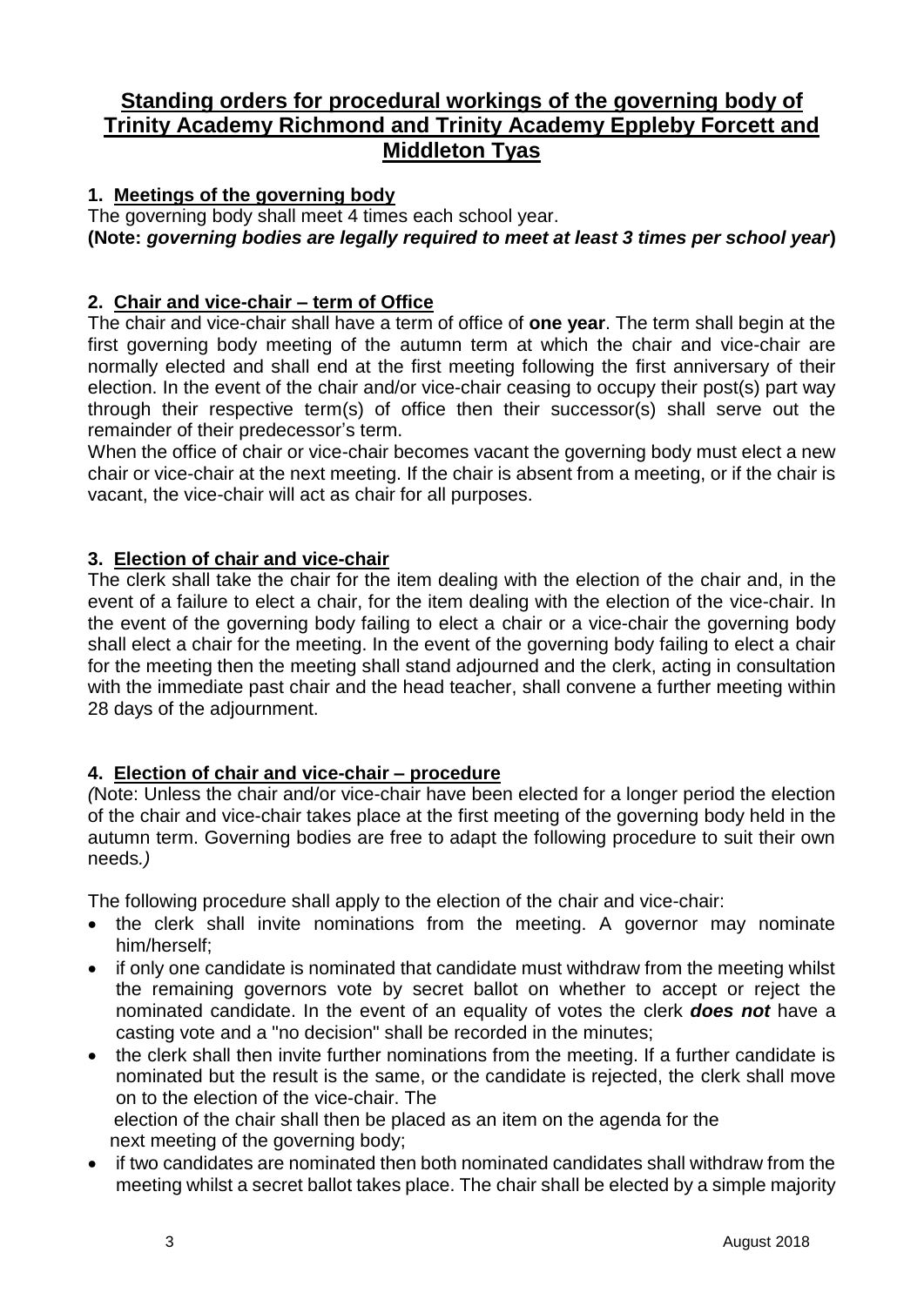# Standing orders for procedural workings of the governing body of Trinity Academy Richmond and Trinity Academy Eppleby Forcett and Middleton Tyas

## 1. Meetings of the governing body

The governing body shall meet 4 times each school year.

**(Note: *governing bodies are legally required to meet at least 3 times per school year*)**

## 2. Chair and vice-chair – term of Office

The chair and vice-chair shall have a term of office of **one year**. The term shall begin at the first governing body meeting of the autumn term at which the chair and vice-chair are normally elected and shall end at the first meeting following the first anniversary of their election. In the event of the chair and/or vice-chair ceasing to occupy their post(s) part way through their respective term(s) of office then their successor(s) shall serve out the remainder of their predecessor's term.

When the office of chair or vice-chair becomes vacant the governing body must elect a new chair or vice-chair at the next meeting. If the chair is absent from a meeting, or if the chair is vacant, the vice-chair will act as chair for all purposes.

## 3. Election of chair and vice-chair

The clerk shall take the chair for the item dealing with the election of the chair and, in the event of a failure to elect a chair, for the item dealing with the election of the vice-chair. In the event of the governing body failing to elect a chair or a vice-chair the governing body shall elect a chair for the meeting. In the event of the governing body failing to elect a chair for the meeting then the meeting shall stand adjourned and the clerk, acting in consultation with the immediate past chair and the head teacher, shall convene a further meeting within 28 days of the adjournment.

## 4. Election of chair and vice-chair – procedure

*(Note: Unless the chair and/or vice-chair have been elected for a longer period the election of the chair and vice-chair takes place at the first meeting of the governing body held in the autumn term. Governing bodies are free to adapt the following procedure to suit their own needs.)*

The following procedure shall apply to the election of the chair and vice-chair:

- the clerk shall invite nominations from the meeting. A governor may nominate him/herself;
- if only one candidate is nominated that candidate must withdraw from the meeting whilst the remaining governors vote by secret ballot on whether to accept or reject the nominated candidate. In the event of an equality of votes the clerk ***does not*** have a casting vote and a "no decision" shall be recorded in the minutes;
- the clerk shall then invite further nominations from the meeting. If a further candidate is nominated but the result is the same, or the candidate is rejected, the clerk shall move on to the election of the vice-chair. The election of the chair shall then be placed as an item on the agenda for the next meeting of the governing body;
- if two candidates are nominated then both nominated candidates shall withdraw from the meeting whilst a secret ballot takes place. The chair shall be elected by a simple majority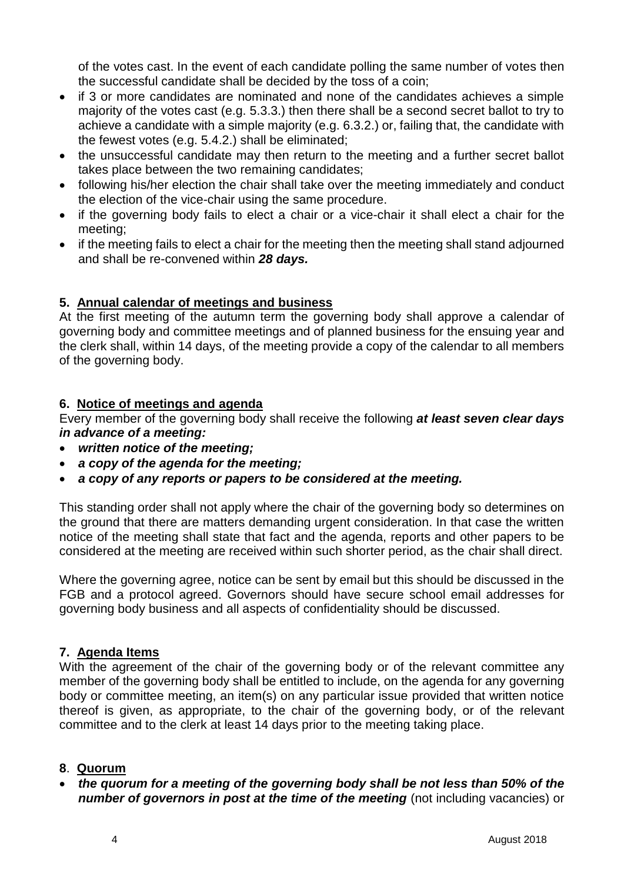of the votes cast. In the event of each candidate polling the same number of votes then the successful candidate shall be decided by the toss of a coin;

- if 3 or more candidates are nominated and none of the candidates achieves a simple majority of the votes cast (e.g. 5.3.3.) then there shall be a second secret ballot to try to achieve a candidate with a simple majority (e.g. 6.3.2.) or, failing that, the candidate with the fewest votes (e.g. 5.4.2.) shall be eliminated;
- the unsuccessful candidate may then return to the meeting and a further secret ballot takes place between the two remaining candidates;
- following his/her election the chair shall take over the meeting immediately and conduct the election of the vice-chair using the same procedure.
- if the governing body fails to elect a chair or a vice-chair it shall elect a chair for the meeting;
- if the meeting fails to elect a chair for the meeting then the meeting shall stand adjourned and shall be re-convened within ***28 days.***

## 5. Annual calendar of meetings and business

At the first meeting of the autumn term the governing body shall approve a calendar of governing body and committee meetings and of planned business for the ensuing year and the clerk shall, within 14 days, of the meeting provide a copy of the calendar to all members of the governing body.

## 6. Notice of meetings and agenda

Every member of the governing body shall receive the following ***at least seven clear days in advance of a meeting:***

- ***written notice of the meeting;***
- ***a copy of the agenda for the meeting;***
- ***a copy of any reports or papers to be considered at the meeting.***

This standing order shall not apply where the chair of the governing body so determines on the ground that there are matters demanding urgent consideration. In that case the written notice of the meeting shall state that fact and the agenda, reports and other papers to be considered at the meeting are received within such shorter period, as the chair shall direct.

Where the governing agree, notice can be sent by email but this should be discussed in the FGB and a protocol agreed. Governors should have secure school email addresses for governing body business and all aspects of confidentiality should be discussed.

## 7. Agenda Items

With the agreement of the chair of the governing body or of the relevant committee any member of the governing body shall be entitled to include, on the agenda for any governing body or committee meeting, an item(s) on any particular issue provided that written notice thereof is given, as appropriate, to the chair of the governing body, or of the relevant committee and to the clerk at least 14 days prior to the meeting taking place.

## 8. Quorum

- ***the quorum for a meeting of the governing body shall be not less than 50% of the number of governors in post at the time of the meeting*** (not including vacancies) or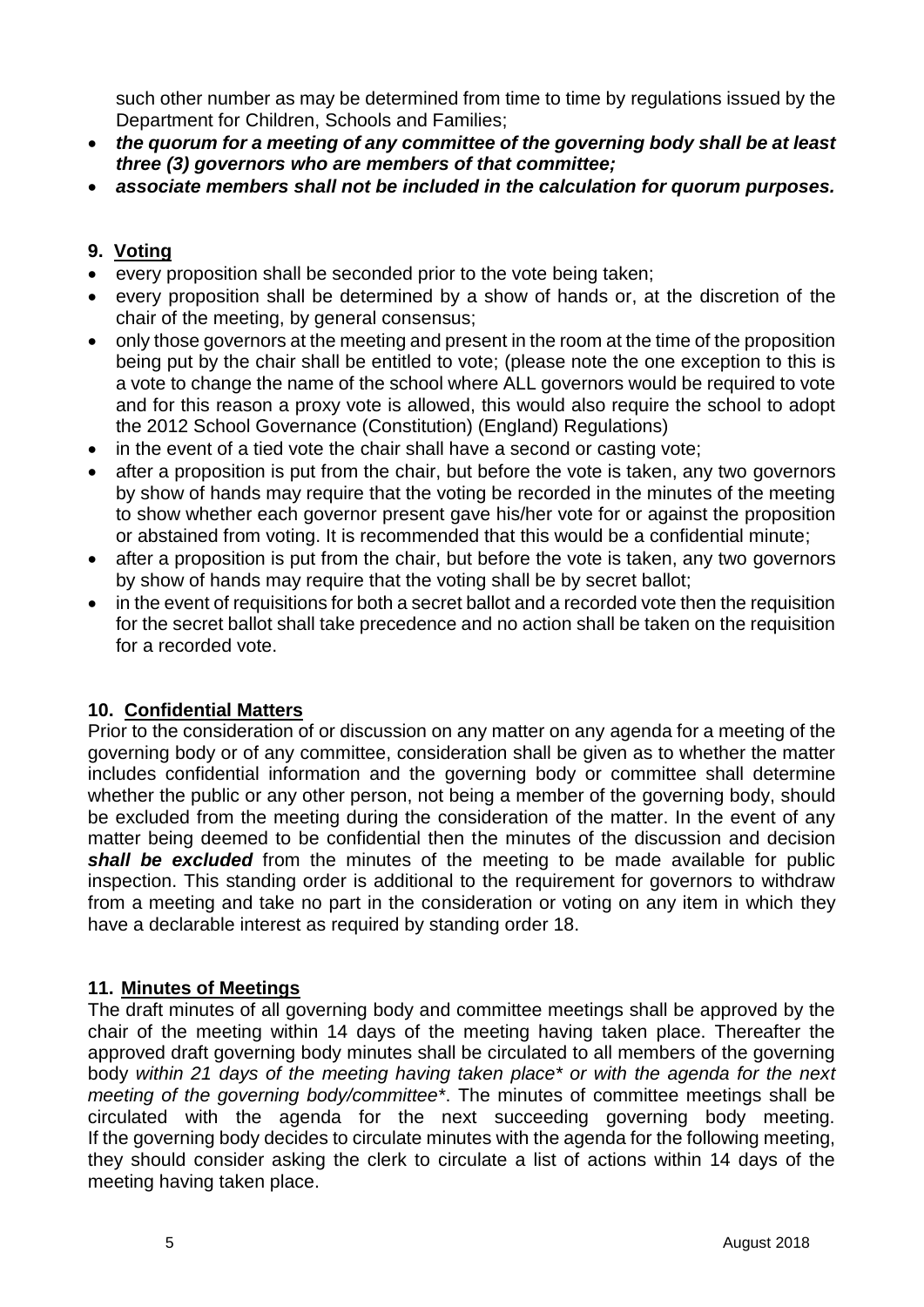such other number as may be determined from time to time by regulations issued by the Department for Children, Schools and Families;

- ***the quorum for a meeting of any committee of the governing body shall be at least three (3) governors who are members of that committee;***
- ***associate members shall not be included in the calculation for quorum purposes.***

## 9. Voting

- every proposition shall be seconded prior to the vote being taken;
- every proposition shall be determined by a show of hands or, at the discretion of the chair of the meeting, by general consensus;
- only those governors at the meeting and present in the room at the time of the proposition being put by the chair shall be entitled to vote; (please note the one exception to this is a vote to change the name of the school where ALL governors would be required to vote and for this reason a proxy vote is allowed, this would also require the school to adopt the 2012 School Governance (Constitution) (England) Regulations)
- in the event of a tied vote the chair shall have a second or casting vote;
- after a proposition is put from the chair, but before the vote is taken, any two governors by show of hands may require that the voting be recorded in the minutes of the meeting to show whether each governor present gave his/her vote for or against the proposition or abstained from voting. It is recommended that this would be a confidential minute;
- after a proposition is put from the chair, but before the vote is taken, any two governors by show of hands may require that the voting shall be by secret ballot;
- in the event of requisitions for both a secret ballot and a recorded vote then the requisition for the secret ballot shall take precedence and no action shall be taken on the requisition for a recorded vote.

## 10. Confidential Matters

Prior to the consideration of or discussion on any matter on any agenda for a meeting of the governing body or of any committee, consideration shall be given as to whether the matter includes confidential information and the governing body or committee shall determine whether the public or any other person, not being a member of the governing body, should be excluded from the meeting during the consideration of the matter. In the event of any matter being deemed to be confidential then the minutes of the discussion and decision ***shall be excluded*** from the minutes of the meeting to be made available for public inspection. This standing order is additional to the requirement for governors to withdraw from a meeting and take no part in the consideration or voting on any item in which they have a declarable interest as required by standing order 18.

## 11. Minutes of Meetings

The draft minutes of all governing body and committee meetings shall be approved by the chair of the meeting within 14 days of the meeting having taken place. Thereafter the approved draft governing body minutes shall be circulated to all members of the governing body *within 21 days of the meeting having taken place* or with the agenda for the next meeting of the governing body/committee**. The minutes of committee meetings shall be circulated with the agenda for the next succeeding governing body meeting. If the governing body decides to circulate minutes with the agenda for the following meeting, they should consider asking the clerk to circulate a list of actions within 14 days of the meeting having taken place.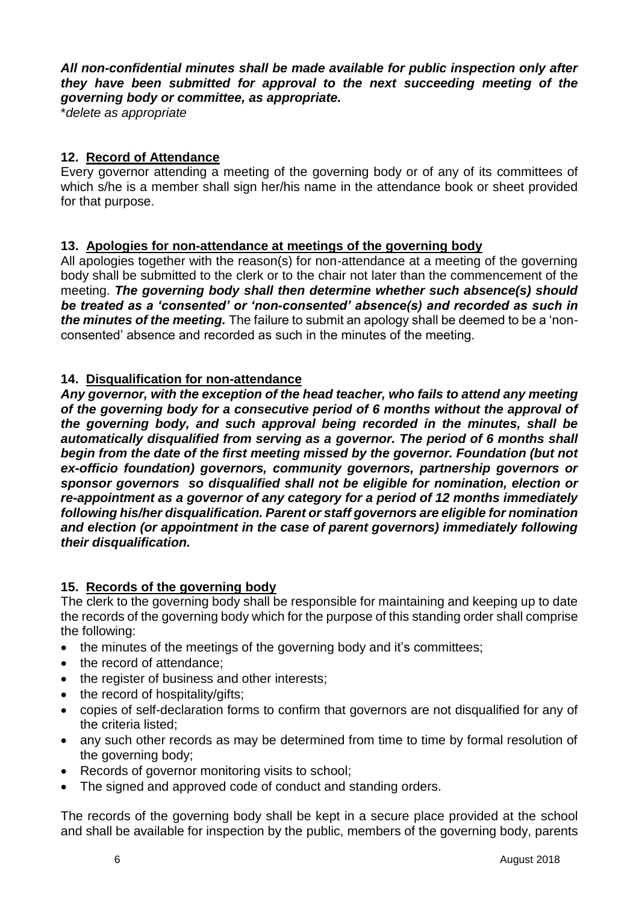***All non-confidential minutes shall be made available for public inspection only after they have been submitted for approval to the next succeeding meeting of the governing body or committee, as appropriate.***

*\*delete as appropriate*

## 12. Record of Attendance

Every governor attending a meeting of the governing body or of any of its committees of which s/he is a member shall sign her/his name in the attendance book or sheet provided for that purpose.

## 13. Apologies for non-attendance at meetings of the governing body

All apologies together with the reason(s) for non-attendance at a meeting of the governing body shall be submitted to the clerk or to the chair not later than the commencement of the meeting. ***The governing body shall then determine whether such absence(s) should be treated as a 'consented' or 'non-consented' absence(s) and recorded as such in the minutes of the meeting.*** The failure to submit an apology shall be deemed to be a 'non-consented' absence and recorded as such in the minutes of the meeting.

## 14. Disqualification for non-attendance

***Any governor, with the exception of the head teacher, who fails to attend any meeting of the governing body for a consecutive period of 6 months without the approval of the governing body, and such approval being recorded in the minutes, shall be automatically disqualified from serving as a governor. The period of 6 months shall begin from the date of the first meeting missed by the governor. Foundation (but not ex-officio foundation) governors, community governors, partnership governors or sponsor governors so disqualified shall not be eligible for nomination, election or re-appointment as a governor of any category for a period of 12 months immediately following his/her disqualification. Parent or staff governors are eligible for nomination and election (or appointment in the case of parent governors) immediately following their disqualification.***

## 15. Records of the governing body

The clerk to the governing body shall be responsible for maintaining and keeping up to date the records of the governing body which for the purpose of this standing order shall comprise the following:

- the minutes of the meetings of the governing body and it's committees;
- the record of attendance;
- the register of business and other interests;
- the record of hospitality/gifts;
- copies of self-declaration forms to confirm that governors are not disqualified for any of the criteria listed;
- any such other records as may be determined from time to time by formal resolution of the governing body;
- Records of governor monitoring visits to school;
- The signed and approved code of conduct and standing orders.

The records of the governing body shall be kept in a secure place provided at the school and shall be available for inspection by the public, members of the governing body, parents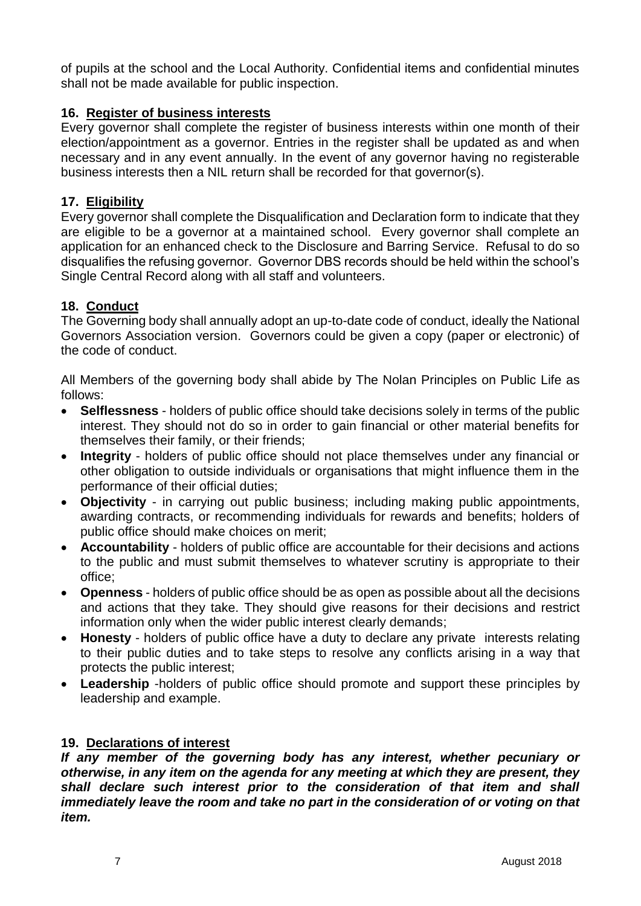of pupils at the school and the Local Authority. Confidential items and confidential minutes shall not be made available for public inspection.

### 16. Register of business interests

Every governor shall complete the register of business interests within one month of their election/appointment as a governor. Entries in the register shall be updated as and when necessary and in any event annually. In the event of any governor having no registerable business interests then a NIL return shall be recorded for that governor(s).

### 17. Eligibility

Every governor shall complete the Disqualification and Declaration form to indicate that they are eligible to be a governor at a maintained school. Every governor shall complete an application for an enhanced check to the Disclosure and Barring Service. Refusal to do so disqualifies the refusing governor. Governor DBS records should be held within the school's Single Central Record along with all staff and volunteers.

### 18. Conduct

The Governing body shall annually adopt an up-to-date code of conduct, ideally the National Governors Association version. Governors could be given a copy (paper or electronic) of the code of conduct.

All Members of the governing body shall abide by The Nolan Principles on Public Life as follows:

- **Selflessness** - holders of public office should take decisions solely in terms of the public interest. They should not do so in order to gain financial or other material benefits for themselves their family, or their friends;
- **Integrity** - holders of public office should not place themselves under any financial or other obligation to outside individuals or organisations that might influence them in the performance of their official duties;
- **Objectivity** - in carrying out public business; including making public appointments, awarding contracts, or recommending individuals for rewards and benefits; holders of public office should make choices on merit;
- **Accountability** - holders of public office are accountable for their decisions and actions to the public and must submit themselves to whatever scrutiny is appropriate to their office;
- **Openness** - holders of public office should be as open as possible about all the decisions and actions that they take. They should give reasons for their decisions and restrict information only when the wider public interest clearly demands;
- **Honesty** - holders of public office have a duty to declare any private interests relating to their public duties and to take steps to resolve any conflicts arising in a way that protects the public interest;
- **Leadership** -holders of public office should promote and support these principles by leadership and example.

### 19. Declarations of interest

***If any member of the governing body has any interest, whether pecuniary or otherwise, in any item on the agenda for any meeting at which they are present, they shall declare such interest prior to the consideration of that item and shall immediately leave the room and take no part in the consideration of or voting on that item.***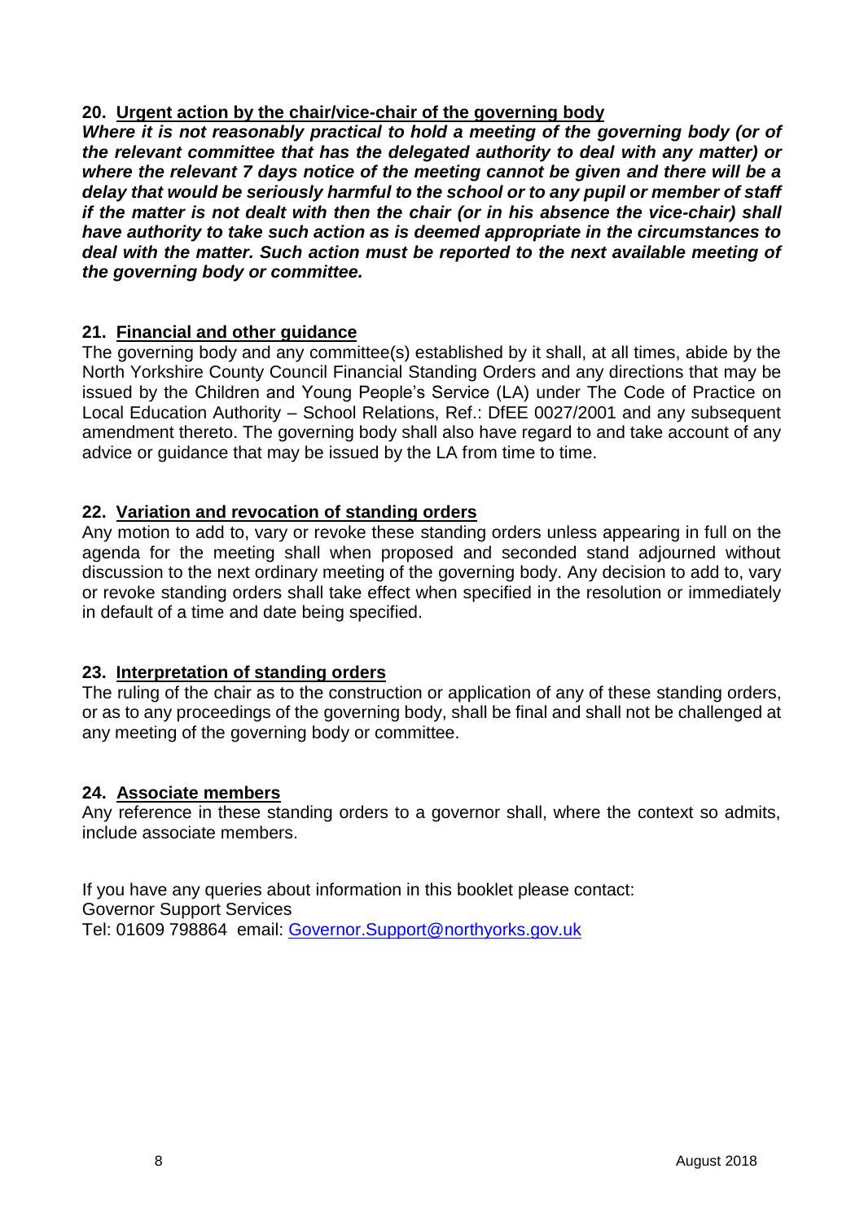## 20. Urgent action by the chair/vice-chair of the governing body

***Where it is not reasonably practical to hold a meeting of the governing body (or of the relevant committee that has the delegated authority to deal with any matter) or where the relevant 7 days notice of the meeting cannot be given and there will be a delay that would be seriously harmful to the school or to any pupil or member of staff if the matter is not dealt with then the chair (or in his absence the vice-chair) shall have authority to take such action as is deemed appropriate in the circumstances to deal with the matter. Such action must be reported to the next available meeting of the governing body or committee.***

## 21. Financial and other guidance

The governing body and any committee(s) established by it shall, at all times, abide by the North Yorkshire County Council Financial Standing Orders and any directions that may be issued by the Children and Young People's Service (LA) under The Code of Practice on Local Education Authority – School Relations, Ref.: DfEE 0027/2001 and any subsequent amendment thereto. The governing body shall also have regard to and take account of any advice or guidance that may be issued by the LA from time to time.

## 22. Variation and revocation of standing orders

Any motion to add to, vary or revoke these standing orders unless appearing in full on the agenda for the meeting shall when proposed and seconded stand adjourned without discussion to the next ordinary meeting of the governing body. Any decision to add to, vary or revoke standing orders shall take effect when specified in the resolution or immediately in default of a time and date being specified.

## 23. Interpretation of standing orders

The ruling of the chair as to the construction or application of any of these standing orders, or as to any proceedings of the governing body, shall be final and shall not be challenged at any meeting of the governing body or committee.

## 24. Associate members

Any reference in these standing orders to a governor shall, where the context so admits, include associate members.

If you have any queries about information in this booklet please contact:
Governor Support Services
Tel: 01609 798864 email: Governor.Support@northyorks.gov.uk

August 2018